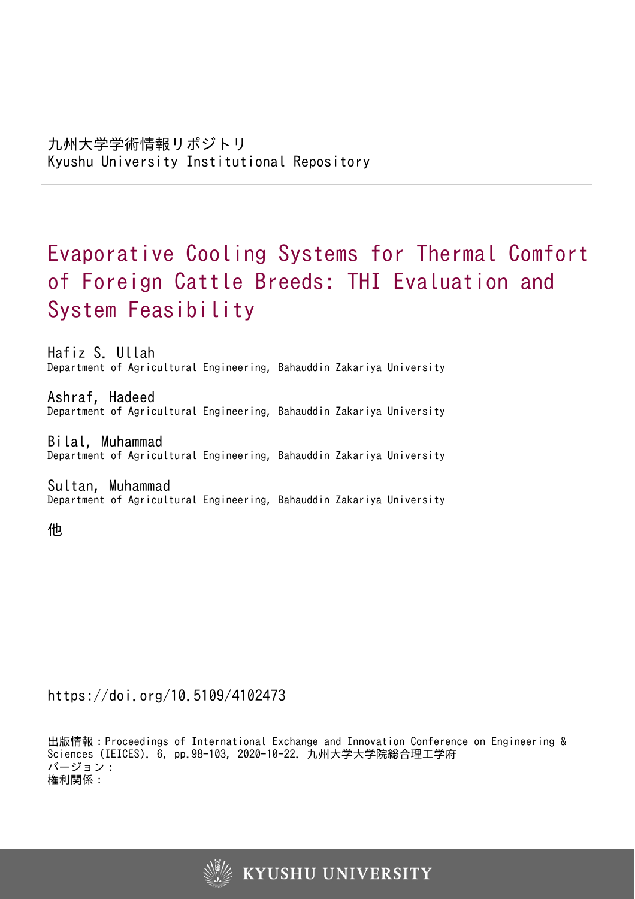九州大学学術情報リポジトリ
Kyushu University Institutional Repository

# Evaporative Cooling Systems for Thermal Comfort of Foreign Cattle Breeds: THI Evaluation and System Feasibility

Hafiz S. Ullah
Department of Agricultural Engineering, Bahauddin Zakariya University

Ashraf, Hadeed
Department of Agricultural Engineering, Bahauddin Zakariya University

Bilal, Muhammad
Department of Agricultural Engineering, Bahauddin Zakariya University

Sultan, Muhammad
Department of Agricultural Engineering, Bahauddin Zakariya University

他

https://doi.org/10.5109/4102473

出版情報：Proceedings of International Exchange and Innovation Conference on Engineering & Sciences (IEICES). 6, pp.98-103, 2020-10-22. 九州大学大学院総合理工学府
バージョン：
権利関係：

KYUSHU UNIVERSITY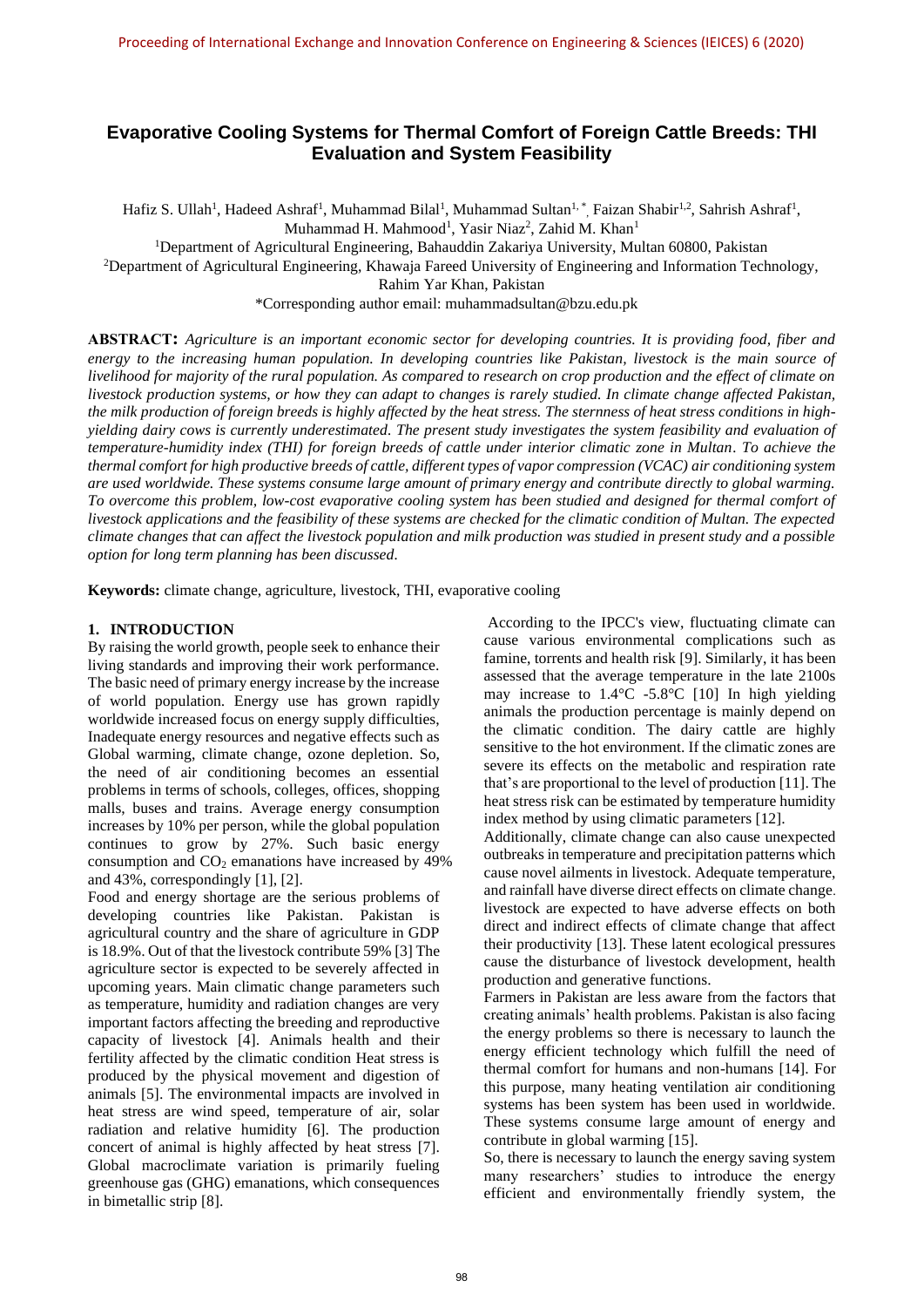# Evaporative Cooling Systems for Thermal Comfort of Foreign Cattle Breeds: THI Evaluation and System Feasibility

Hafiz S. Ullah[1], Hadeed Ashraf[1], Muhammad Bilal[1], Muhammad Sultan[1,*], Faizan Shabir[1,2], Sahrish Ashraf[1], Muhammad H. Mahmood[1], Yasir Niaz[2], Zahid M. Khan[1]

[1]Department of Agricultural Engineering, Bahauddin Zakariya University, Multan 60800, Pakistan

[2]Department of Agricultural Engineering, Khawaja Fareed University of Engineering and Information Technology, Rahim Yar Khan, Pakistan

*Corresponding author email: muhammadsultan@bzu.edu.pk

**ABSTRACT:** *Agriculture is an important economic sector for developing countries. It is providing food, fiber and energy to the increasing human population. In developing countries like Pakistan, livestock is the main source of livelihood for majority of the rural population. As compared to research on crop production and the effect of climate on livestock production systems, or how they can adapt to changes is rarely studied. In climate change affected Pakistan, the milk production of foreign breeds is highly affected by the heat stress. The sternness of heat stress conditions in high-yielding dairy cows is currently underestimated. The present study investigates the system feasibility and evaluation of temperature-humidity index (THI) for foreign breeds of cattle under interior climatic zone in Multan. To achieve the thermal comfort for high productive breeds of cattle, different types of vapor compression (VCAC) air conditioning system are used worldwide. These systems consume large amount of primary energy and contribute directly to global warming. To overcome this problem, low-cost evaporative cooling system has been studied and designed for thermal comfort of livestock applications and the feasibility of these systems are checked for the climatic condition of Multan. The expected climate changes that can affect the livestock population and milk production was studied in present study and a possible option for long term planning has been discussed.*

**Keywords:** climate change, agriculture, livestock, THI, evaporative cooling

## 1. INTRODUCTION

By raising the world growth, people seek to enhance their living standards and improving their work performance. The basic need of primary energy increase by the increase of world population. Energy use has grown rapidly worldwide increased focus on energy supply difficulties, Inadequate energy resources and negative effects such as Global warming, climate change, ozone depletion. So, the need of air conditioning becomes an essential problems in terms of schools, colleges, offices, shopping malls, buses and trains. Average energy consumption increases by 10% per person, while the global population continues to grow by 27%. Such basic energy consumption and $CO_2$ emanations have increased by 49% and 43%, correspondingly [1], [2].

Food and energy shortage are the serious problems of developing countries like Pakistan. Pakistan is agricultural country and the share of agriculture in GDP is 18.9%. Out of that the livestock contribute 59% [3] The agriculture sector is expected to be severely affected in upcoming years. Main climatic change parameters such as temperature, humidity and radiation changes are very important factors affecting the breeding and reproductive capacity of livestock [4]. Animals health and their fertility affected by the climatic condition Heat stress is produced by the physical movement and digestion of animals [5]. The environmental impacts are involved in heat stress are wind speed, temperature of air, solar radiation and relative humidity [6]. The production concert of animal is highly affected by heat stress [7]. Global macroclimate variation is primarily fueling greenhouse gas (GHG) emanations, which consequences in bimetallic strip [8].

According to the IPCC's view, fluctuating climate can cause various environmental complications such as famine, torrents and health risk [9]. Similarly, it has been assessed that the average temperature in the late 2100s may increase to 1.4°C -5.8°C [10] In high yielding animals the production percentage is mainly depend on the climatic condition. The dairy cattle are highly sensitive to the hot environment. If the climatic zones are severe its effects on the metabolic and respiration rate that's are proportional to the level of production [11]. The heat stress risk can be estimated by temperature humidity index method by using climatic parameters [12].

Additionally, climate change can also cause unexpected outbreaks in temperature and precipitation patterns which cause novel ailments in livestock. Adequate temperature, and rainfall have diverse direct effects on climate change. livestock are expected to have adverse effects on both direct and indirect effects of climate change that affect their productivity [13]. These latent ecological pressures cause the disturbance of livestock development, health production and generative functions.

Farmers in Pakistan are less aware from the factors that creating animals' health problems. Pakistan is also facing the energy problems so there is necessary to launch the energy efficient technology which fulfill the need of thermal comfort for humans and non-humans [14]. For this purpose, many heating ventilation air conditioning systems has been system has been used in worldwide. These systems consume large amount of energy and contribute in global warming [15].

So, there is necessary to launch the energy saving system many researchers' studies to introduce the energy efficient and environmentally friendly system, the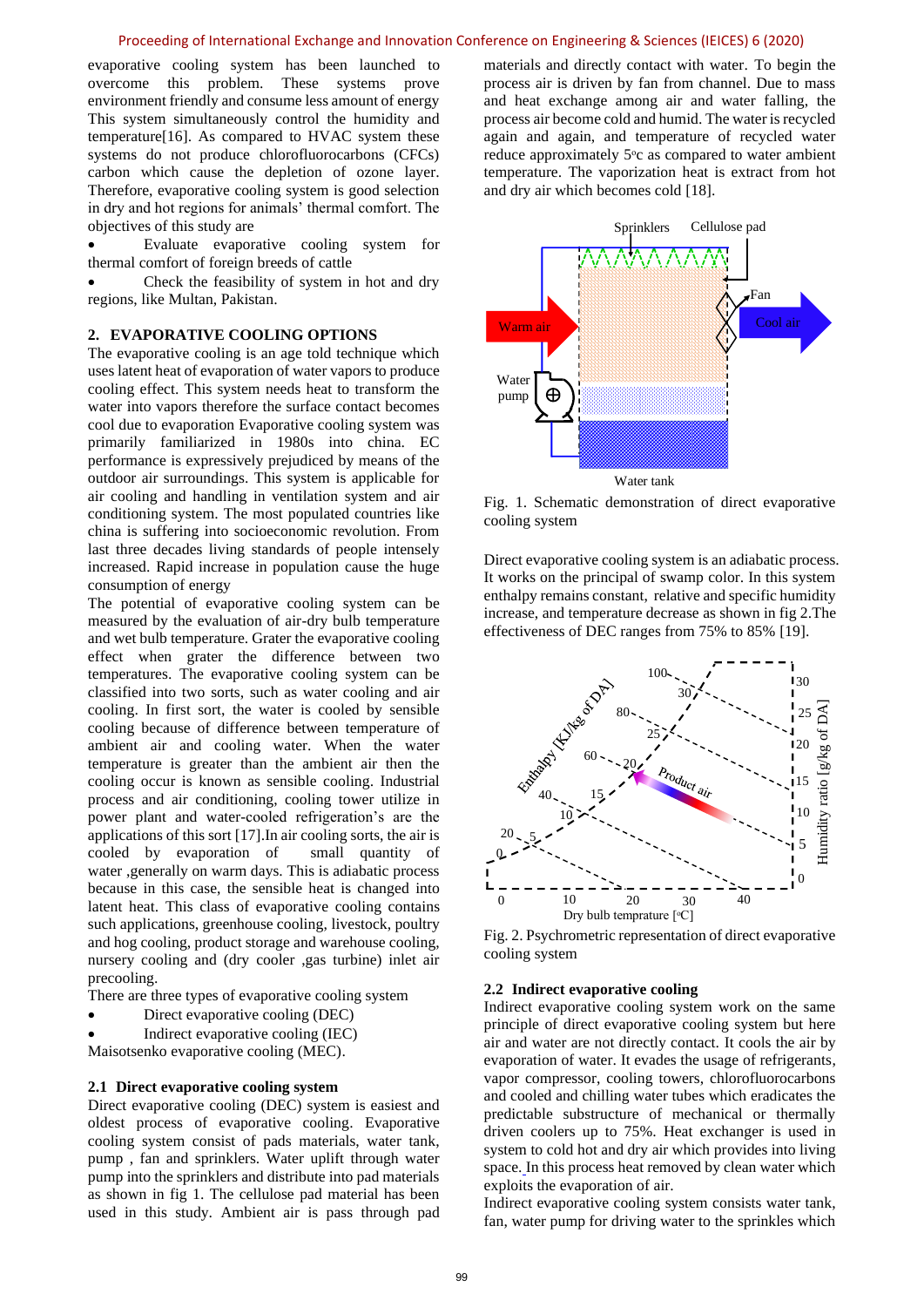evaporative cooling system has been launched to overcome this problem. These systems prove environment friendly and consume less amount of energy This system simultaneously control the humidity and temperature[16]. As compared to HVAC system these systems do not produce chlorofluorocarbons (CFCs) carbon which cause the depletion of ozone layer. Therefore, evaporative cooling system is good selection in dry and hot regions for animals' thermal comfort. The objectives of this study are

- Evaluate evaporative cooling system for thermal comfort of foreign breeds of cattle
- Check the feasibility of system in hot and dry regions, like Multan, Pakistan.

## 2. EVAPORATIVE COOLING OPTIONS

The evaporative cooling is an age told technique which uses latent heat of evaporation of water vapors to produce cooling effect. This system needs heat to transform the water into vapors therefore the surface contact becomes cool due to evaporation Evaporative cooling system was primarily familiarized in 1980s into china. EC performance is expressively prejudiced by means of the outdoor air surroundings. This system is applicable for air cooling and handling in ventilation system and air conditioning system. The most populated countries like china is suffering into socioeconomic revolution. From last three decades living standards of people intensely increased. Rapid increase in population cause the huge consumption of energy

The potential of evaporative cooling system can be measured by the evaluation of air-dry bulb temperature and wet bulb temperature. Grater the evaporative cooling effect when grater the difference between two temperatures. The evaporative cooling system can be classified into two sorts, such as water cooling and air cooling. In first sort, the water is cooled by sensible cooling because of difference between temperature of ambient air and cooling water. When the water temperature is greater than the ambient air then the cooling occur is known as sensible cooling. Industrial process and air conditioning, cooling tower utilize in power plant and water-cooled refrigeration's are the applications of this sort [17].In air cooling sorts, the air is cooled by evaporation of small quantity of water ,generally on warm days. This is adiabatic process because in this case, the sensible heat is changed into latent heat. This class of evaporative cooling contains such applications, greenhouse cooling, livestock, poultry and hog cooling, product storage and warehouse cooling, nursery cooling and (dry cooler ,gas turbine) inlet air precooling.

There are three types of evaporative cooling system

- Direct evaporative cooling (DEC)
- Indirect evaporative cooling (IEC)

Maisotsenko evaporative cooling (MEC).

### 2.1 Direct evaporative cooling system

Direct evaporative cooling (DEC) system is easiest and oldest process of evaporative cooling. Evaporative cooling system consist of pads materials, water tank, pump , fan and sprinklers. Water uplift through water pump into the sprinklers and distribute into pad materials as shown in fig 1. The cellulose pad material has been used in this study. Ambient air is pass through pad materials and directly contact with water. To begin the process air is driven by fan from channel. Due to mass and heat exchange among air and water falling, the process air become cold and humid. The water is recycled again and again, and temperature of recycled water reduce approximately 5$^{o}$c as compared to water ambient temperature. The vaporization heat is extract from hot and dry air which becomes cold [18].

Fig. 1. Schematic demonstration of direct evaporative cooling system

Direct evaporative cooling system is an adiabatic process. It works on the principal of swamp color. In this system enthalpy remains constant, relative and specific humidity increase, and temperature decrease as shown in fig 2.The effectiveness of DEC ranges from 75% to 85% [19].

Fig. 2. Psychrometric representation of direct evaporative cooling system

### 2.2 Indirect evaporative cooling

Indirect evaporative cooling system work on the same principle of direct evaporative cooling system but here air and water are not directly contact. It cools the air by evaporation of water. It evades the usage of refrigerants, vapor compressor, cooling towers, chlorofluorocarbons and cooled and chilling water tubes which eradicates the predictable substructure of mechanical or thermally driven coolers up to 75%. Heat exchanger is used in system to cold hot and dry air which provides into living space. In this process heat removed by clean water which exploits the evaporation of air.

Indirect evaporative cooling system consists water tank, fan, water pump for driving water to the sprinkles which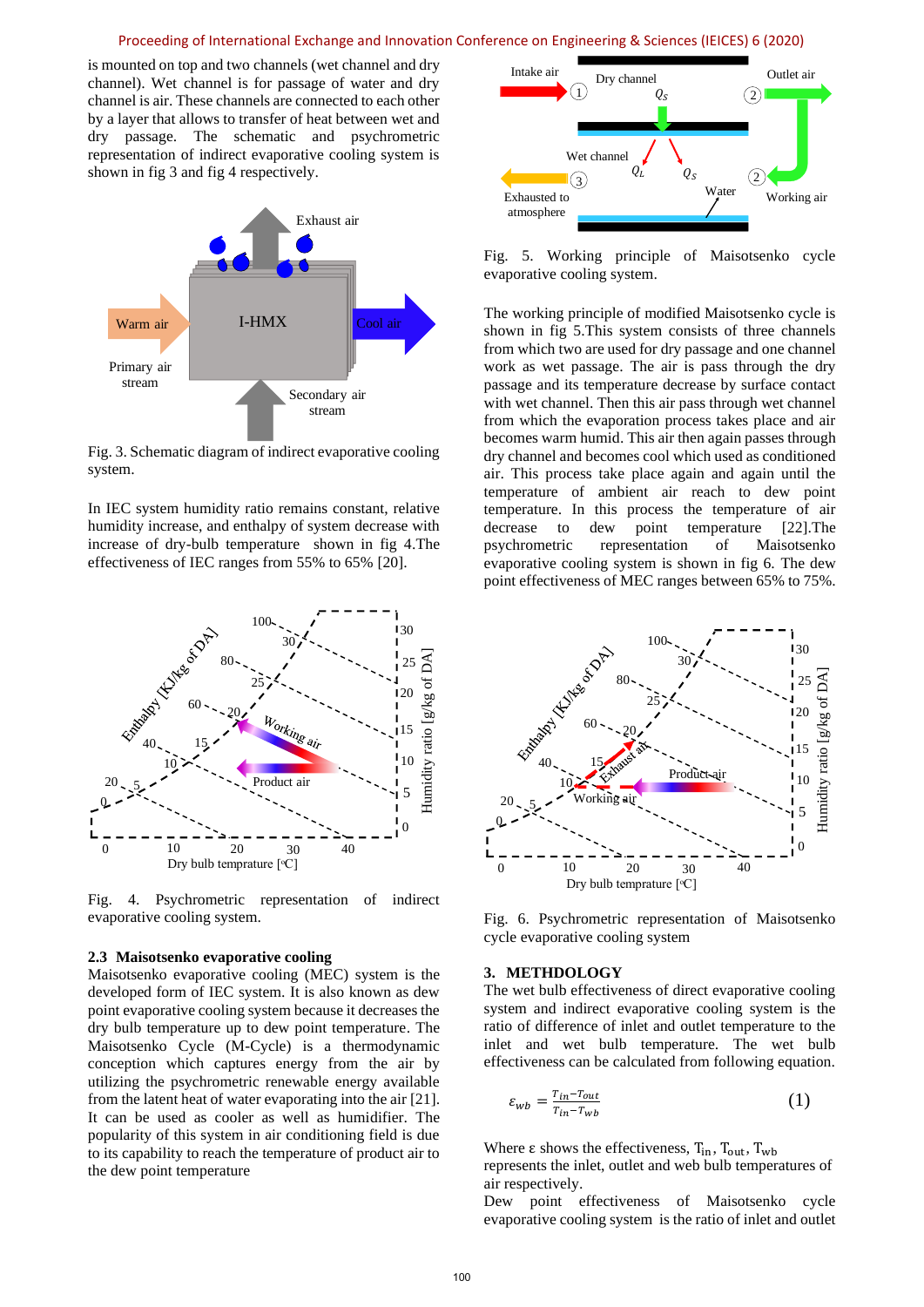is mounted on top and two channels (wet channel and dry channel). Wet channel is for passage of water and dry channel is air. These channels are connected to each other by a layer that allows to transfer of heat between wet and dry passage. The schematic and psychrometric representation of indirect evaporative cooling system is shown in fig 3 and fig 4 respectively.

Fig. 3. Schematic diagram of indirect evaporative cooling system.

In IEC system humidity ratio remains constant, relative humidity increase, and enthalpy of system decrease with increase of dry-bulb temperature shown in fig 4.The effectiveness of IEC ranges from 55% to 65% [20].

Fig. 4. Psychrometric representation of indirect evaporative cooling system.

### 2.3 Maisotsenko evaporative cooling

Maisotsenko evaporative cooling (MEC) system is the developed form of IEC system. It is also known as dew point evaporative cooling system because it decreases the dry bulb temperature up to dew point temperature. The Maisotsenko Cycle (M-Cycle) is a thermodynamic conception which captures energy from the air by utilizing the psychrometric renewable energy available from the latent heat of water evaporating into the air [21]. It can be used as cooler as well as humidifier. The popularity of this system in air conditioning field is due to its capability to reach the temperature of product air to the dew point temperature

Fig. 5. Working principle of Maisotsenko cycle evaporative cooling system.

The working principle of modified Maisotsenko cycle is shown in fig 5.This system consists of three channels from which two are used for dry passage and one channel work as wet passage. The air is pass through the dry passage and its temperature decrease by surface contact with wet channel. Then this air pass through wet channel from which the evaporation process takes place and air becomes warm humid. This air then again passes through dry channel and becomes cool which used as conditioned air. This process take place again and again until the temperature of ambient air reach to dew point temperature. In this process the temperature of air decrease to dew point temperature [22].The psychrometric representation of Maisotsenko evaporative cooling system is shown in fig 6. The dew point effectiveness of MEC ranges between 65% to 75%.

Fig. 6. Psychrometric representation of Maisotsenko cycle evaporative cooling system

## 3. METHDOLOGY

The wet bulb effectiveness of direct evaporative cooling system and indirect evaporative cooling system is the ratio of difference of inlet and outlet temperature to the inlet and wet bulb temperature. The wet bulb effectiveness can be calculated from following equation.

$$\varepsilon_{wb} = \frac{T_{in} - T_{out}}{T_{in} - T_{wb}} \tag{1}$$

Where ε shows the effectiveness, $T_{in}$, $T_{out}$, $T_{wb}$ represents the inlet, outlet and web bulb temperatures of air respectively.

Dew point effectiveness of Maisotsenko cycle evaporative cooling system is the ratio of inlet and outlet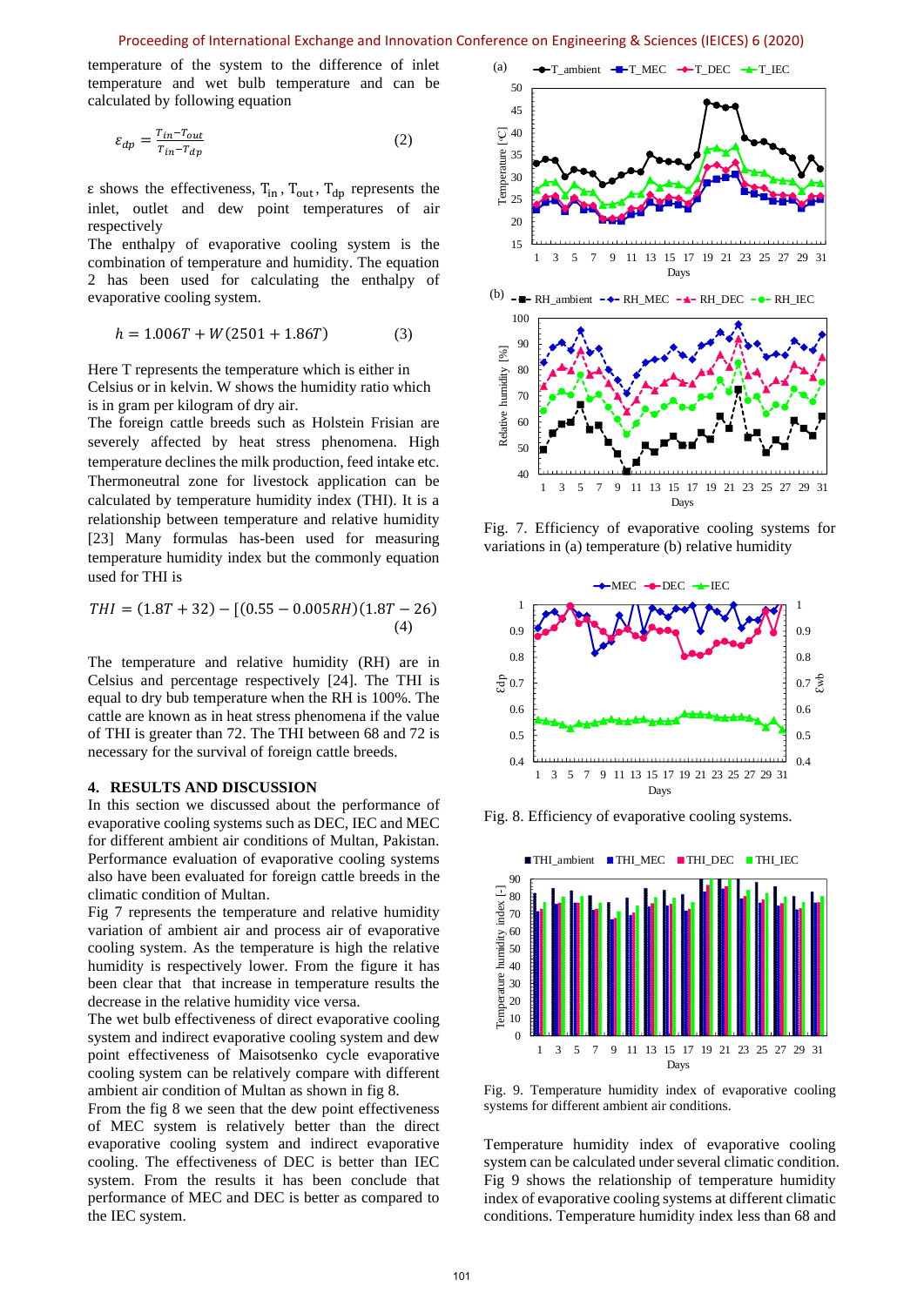temperature of the system to the difference of inlet temperature and wet bulb temperature and can be calculated by following equation

$$\varepsilon_{dp} = \frac{T_{in} - T_{out}}{T_{in} - T_{dp}} \qquad (2)$$

ε shows the effectiveness, $T_{in}$, $T_{out}$, $T_{dp}$ represents the inlet, outlet and dew point temperatures of air respectively

The enthalpy of evaporative cooling system is the combination of temperature and humidity. The equation 2 has been used for calculating the enthalpy of evaporative cooling system.

$$h = 1.006T + W(2501 + 1.86T) \qquad (3)$$

Here T represents the temperature which is either in Celsius or in kelvin. W shows the humidity ratio which is in gram per kilogram of dry air.

The foreign cattle breeds such as Holstein Frisian are severely affected by heat stress phenomena. High temperature declines the milk production, feed intake etc. Thermoneutral zone for livestock application can be calculated by temperature humidity index (THI). It is a relationship between temperature and relative humidity [23] Many formulas has-been used for measuring temperature humidity index but the commonly equation used for THI is

$$THI = (1.8T + 32) - [(0.55 - 0.005RH)(1.8T - 26) \qquad (4)$$

The temperature and relative humidity (RH) are in Celsius and percentage respectively [24]. The THI is equal to dry bub temperature when the RH is 100%. The cattle are known as in heat stress phenomena if the value of THI is greater than 72. The THI between 68 and 72 is necessary for the survival of foreign cattle breeds.

## 4. RESULTS AND DISCUSSION

In this section we discussed about the performance of evaporative cooling systems such as DEC, IEC and MEC for different ambient air conditions of Multan, Pakistan. Performance evaluation of evaporative cooling systems also have been evaluated for foreign cattle breeds in the climatic condition of Multan.

Fig 7 represents the temperature and relative humidity variation of ambient air and process air of evaporative cooling system. As the temperature is high the relative humidity is respectively lower. From the figure it has been clear that increase in temperature results the decrease in the relative humidity vice versa.

The wet bulb effectiveness of direct evaporative cooling system and indirect evaporative cooling system and dew point effectiveness of Maisotsenko cycle evaporative cooling system can be relatively compare with different ambient air condition of Multan as shown in fig 8.

From the fig 8 we seen that the dew point effectiveness of MEC system is relatively better than the direct evaporative cooling system and indirect evaporative cooling. The effectiveness of DEC is better than IEC system. From the results it has been conclude that performance of MEC and DEC is better as compared to the IEC system.

Fig. 7. Efficiency of evaporative cooling systems for variations in (a) temperature (b) relative humidity

Fig. 8. Efficiency of evaporative cooling systems.

Fig. 9. Temperature humidity index of evaporative cooling systems for different ambient air conditions.

Temperature humidity index of evaporative cooling system can be calculated under several climatic condition. Fig 9 shows the relationship of temperature humidity index of evaporative cooling systems at different climatic conditions. Temperature humidity index less than 68 and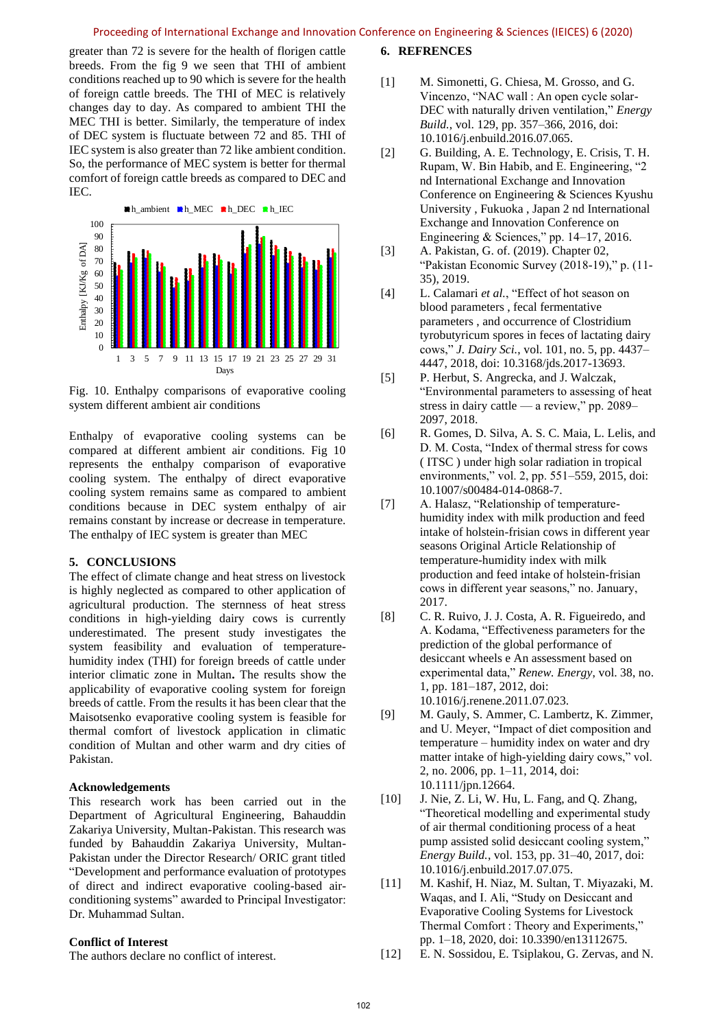greater than 72 is severe for the health of florigen cattle breeds. From the fig 9 we seen that THI of ambient conditions reached up to 90 which is severe for the health of foreign cattle breeds. The THI of MEC is relatively changes day to day. As compared to ambient THI the MEC THI is better. Similarly, the temperature of index of DEC system is fluctuate between 72 and 85. THI of IEC system is also greater than 72 like ambient condition. So, the performance of MEC system is better for thermal comfort of foreign cattle breeds as compared to DEC and IEC.

Fig. 10. Enthalpy comparisons of evaporative cooling system different ambient air conditions

Enthalpy of evaporative cooling systems can be compared at different ambient air conditions. Fig 10 represents the enthalpy comparison of evaporative cooling system. The enthalpy of direct evaporative cooling system remains same as compared to ambient conditions because in DEC system enthalpy of air remains constant by increase or decrease in temperature. The enthalpy of IEC system is greater than MEC

## 5. CONCLUSIONS

The effect of climate change and heat stress on livestock is highly neglected as compared to other application of agricultural production. The sternness of heat stress conditions in high-yielding dairy cows is currently underestimated. The present study investigates the system feasibility and evaluation of temperature-humidity index (THI) for foreign breeds of cattle under interior climatic zone in Multan**.** The results show the applicability of evaporative cooling system for foreign breeds of cattle. From the results it has been clear that the Maisotsenko evaporative cooling system is feasible for thermal comfort of livestock application in climatic condition of Multan and other warm and dry cities of Pakistan.

### Acknowledgements

This research work has been carried out in the Department of Agricultural Engineering, Bahauddin Zakariya University, Multan-Pakistan. This research was funded by Bahauddin Zakariya University, Multan-Pakistan under the Director Research/ ORIC grant titled “Development and performance evaluation of prototypes of direct and indirect evaporative cooling-based air-conditioning systems” awarded to Principal Investigator: Dr. Muhammad Sultan.

### Conflict of Interest

The authors declare no conflict of interest.

## 6. REFRENCES

[1] M. Simonetti, G. Chiesa, M. Grosso, and G. Vincenzo, “NAC wall : An open cycle solar-DEC with naturally driven ventilation,” *Energy Build.*, vol. 129, pp. 357–366, 2016, doi: 10.1016/j.enbuild.2016.07.065.

[2] G. Building, A. E. Technology, E. Crisis, T. H. Rupam, W. Bin Habib, and E. Engineering, “2 nd International Exchange and Innovation Conference on Engineering & Sciences Kyushu University , Fukuoka , Japan 2 nd International Exchange and Innovation Conference on Engineering & Sciences,” pp. 14–17, 2016.

[3] A. Pakistan, G. of. (2019). Chapter 02, “Pakistan Economic Survey (2018-19),” p. (11-35), 2019.

[4] L. Calamari *et al.*, “Effect of hot season on blood parameters , fecal fermentative parameters , and occurrence of Clostridium tyrobutyricum spores in feces of lactating dairy cows,” *J. Dairy Sci.*, vol. 101, no. 5, pp. 4437–4447, 2018, doi: 10.3168/jds.2017-13693.

[5] P. Herbut, S. Angrecka, and J. Walczak, “Environmental parameters to assessing of heat stress in dairy cattle — a review,” pp. 2089–2097, 2018.

[6] R. Gomes, D. Silva, A. S. C. Maia, L. Lelis, and D. M. Costa, “Index of thermal stress for cows ( ITSC ) under high solar radiation in tropical environments,” vol. 2, pp. 551–559, 2015, doi: 10.1007/s00484-014-0868-7.

[7] A. Halasz, “Relationship of temperature-humidity index with milk production and feed intake of holstein-frisian cows in different year seasons Original Article Relationship of temperature-humidity index with milk production and feed intake of holstein-frisian cows in different year seasons,” no. January, 2017.

[8] C. R. Ruivo, J. J. Costa, A. R. Figueiredo, and A. Kodama, “Effectiveness parameters for the prediction of the global performance of desiccant wheels e An assessment based on experimental data,” *Renew. Energy*, vol. 38, no. 1, pp. 181–187, 2012, doi: 10.1016/j.renene.2011.07.023.

[9] M. Gauly, S. Ammer, C. Lambertz, K. Zimmer, and U. Meyer, “Impact of diet composition and temperature – humidity index on water and dry matter intake of high-yielding dairy cows,” vol. 2, no. 2006, pp. 1–11, 2014, doi: 10.1111/jpn.12664.

[10] J. Nie, Z. Li, W. Hu, L. Fang, and Q. Zhang, “Theoretical modelling and experimental study of air thermal conditioning process of a heat pump assisted solid desiccant cooling system,” *Energy Build.*, vol. 153, pp. 31–40, 2017, doi: 10.1016/j.enbuild.2017.07.075.

[11] M. Kashif, H. Niaz, M. Sultan, T. Miyazaki, M. Waqas, and I. Ali, “Study on Desiccant and Evaporative Cooling Systems for Livestock Thermal Comfort : Theory and Experiments,” pp. 1–18, 2020, doi: 10.3390/en13112675.

[12] E. N. Sossidou, E. Tsiplakou, G. Zervas, and N.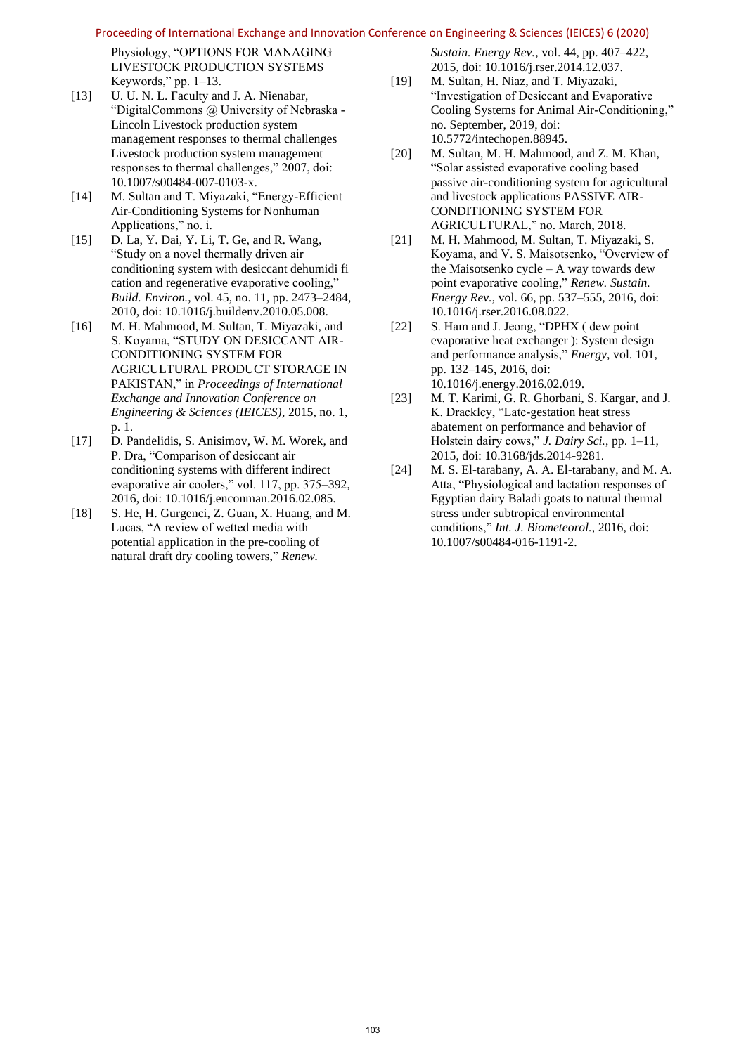Physiology, "OPTIONS FOR MANAGING LIVESTOCK PRODUCTION SYSTEMS Keywords," pp. 1–13.

[13] U. U. N. L. Faculty and J. A. Nienabar, "DigitalCommons @ University of Nebraska - Lincoln Livestock production system management responses to thermal challenges Livestock production system management responses to thermal challenges," 2007, doi: 10.1007/s00484-007-0103-x.

[14] M. Sultan and T. Miyazaki, "Energy-Efficient Air-Conditioning Systems for Nonhuman Applications," no. i.

[15] D. La, Y. Dai, Y. Li, T. Ge, and R. Wang, "Study on a novel thermally driven air conditioning system with desiccant dehumidi fi cation and regenerative evaporative cooling," *Build. Environ.*, vol. 45, no. 11, pp. 2473–2484, 2010, doi: 10.1016/j.buildenv.2010.05.008.

[16] M. H. Mahmood, M. Sultan, T. Miyazaki, and S. Koyama, "STUDY ON DESICCANT AIR-CONDITIONING SYSTEM FOR AGRICULTURAL PRODUCT STORAGE IN PAKISTAN," in *Proceedings of International Exchange and Innovation Conference on Engineering & Sciences (IEICES)*, 2015, no. 1, p. 1.

[17] D. Pandelidis, S. Anisimov, W. M. Worek, and P. Dra, "Comparison of desiccant air conditioning systems with different indirect evaporative air coolers," vol. 117, pp. 375–392, 2016, doi: 10.1016/j.enconman.2016.02.085.

[18] S. He, H. Gurgenci, Z. Guan, X. Huang, and M. Lucas, "A review of wetted media with potential application in the pre-cooling of natural draft dry cooling towers," *Renew. Sustain. Energy Rev.*, vol. 44, pp. 407–422, 2015, doi: 10.1016/j.rser.2014.12.037.

[19] M. Sultan, H. Niaz, and T. Miyazaki, "Investigation of Desiccant and Evaporative Cooling Systems for Animal Air-Conditioning," no. September, 2019, doi: 10.5772/intechopen.88945.

[20] M. Sultan, M. H. Mahmood, and Z. M. Khan, "Solar assisted evaporative cooling based passive air-conditioning system for agricultural and livestock applications PASSIVE AIR-CONDITIONING SYSTEM FOR AGRICULTURAL," no. March, 2018.

[21] M. H. Mahmood, M. Sultan, T. Miyazaki, S. Koyama, and V. S. Maisotsenko, "Overview of the Maisotsenko cycle – A way towards dew point evaporative cooling," *Renew. Sustain. Energy Rev.*, vol. 66, pp. 537–555, 2016, doi: 10.1016/j.rser.2016.08.022.

[22] S. Ham and J. Jeong, "DPHX ( dew point evaporative heat exchanger ): System design and performance analysis," *Energy*, vol. 101, pp. 132–145, 2016, doi: 10.1016/j.energy.2016.02.019.

[23] M. T. Karimi, G. R. Ghorbani, S. Kargar, and J. K. Drackley, "Late-gestation heat stress abatement on performance and behavior of Holstein dairy cows," *J. Dairy Sci.*, pp. 1–11, 2015, doi: 10.3168/jds.2014-9281.

[24] M. S. El-tarabany, A. A. El-tarabany, and M. A. Atta, "Physiological and lactation responses of Egyptian dairy Baladi goats to natural thermal stress under subtropical environmental conditions," *Int. J. Biometeorol.*, 2016, doi: 10.1007/s00484-016-1191-2.